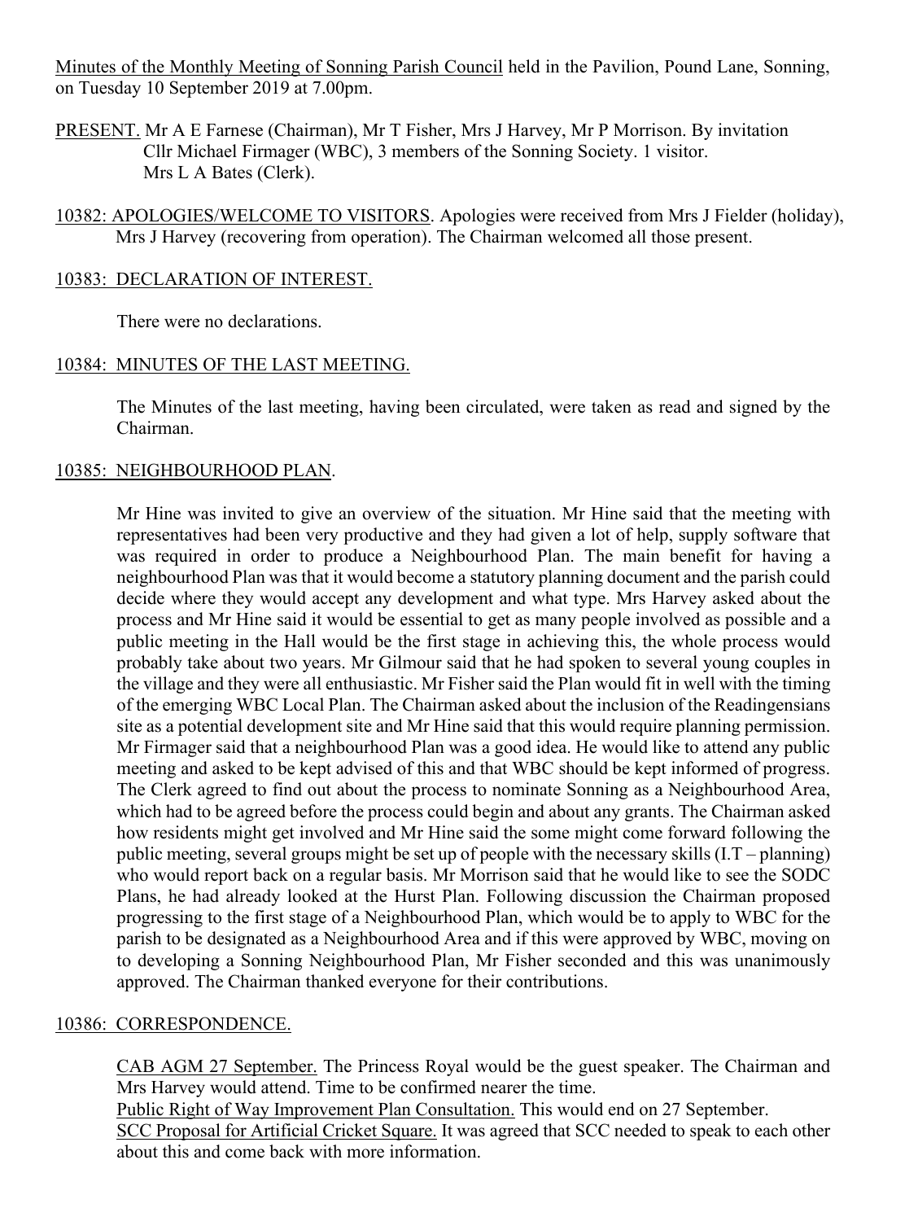Minutes of the Monthly Meeting of Sonning Parish Council held in the Pavilion, Pound Lane, Sonning, on Tuesday 10 September 2019 at 7.00pm.

PRESENT. Mr A E Farnese (Chairman), Mr T Fisher, Mrs J Harvey, Mr P Morrison. By invitation Cllr Michael Firmager (WBC), 3 members of the Sonning Society. 1 visitor. Mrs L A Bates (Clerk).

10382: APOLOGIES/WELCOME TO VISITORS. Apologies were received from Mrs J Fielder (holiday), Mrs J Harvey (recovering from operation). The Chairman welcomed all those present.

10383: DECLARATION OF INTEREST.

There were no declarations.

10384: MINUTES OF THE LAST MEETING.

The Minutes of the last meeting, having been circulated, were taken as read and signed by the Chairman.

10385: NEIGHBOURHOOD PLAN.

Mr Hine was invited to give an overview of the situation. Mr Hine said that the meeting with representatives had been very productive and they had given a lot of help, supply software that was required in order to produce a Neighbourhood Plan. The main benefit for having a neighbourhood Plan was that it would become a statutory planning document and the parish could decide where they would accept any development and what type. Mrs Harvey asked about the process and Mr Hine said it would be essential to get as many people involved as possible and a public meeting in the Hall would be the first stage in achieving this, the whole process would probably take about two years. Mr Gilmour said that he had spoken to several young couples in the village and they were all enthusiastic. Mr Fisher said the Plan would fit in well with the timing of the emerging WBC Local Plan. The Chairman asked about the inclusion of the Readingensians site as a potential development site and Mr Hine said that this would require planning permission. Mr Firmager said that a neighbourhood Plan was a good idea. He would like to attend any public meeting and asked to be kept advised of this and that WBC should be kept informed of progress. The Clerk agreed to find out about the process to nominate Sonning as a Neighbourhood Area, which had to be agreed before the process could begin and about any grants. The Chairman asked how residents might get involved and Mr Hine said the some might come forward following the public meeting, several groups might be set up of people with the necessary skills (I.T – planning) who would report back on a regular basis. Mr Morrison said that he would like to see the SODC Plans, he had already looked at the Hurst Plan. Following discussion the Chairman proposed progressing to the first stage of a Neighbourhood Plan, which would be to apply to WBC for the parish to be designated as a Neighbourhood Area and if this were approved by WBC, moving on to developing a Sonning Neighbourhood Plan, Mr Fisher seconded and this was unanimously approved. The Chairman thanked everyone for their contributions.

10386: CORRESPONDENCE.

CAB AGM 27 September. The Princess Royal would be the guest speaker. The Chairman and Mrs Harvey would attend. Time to be confirmed nearer the time.

Public Right of Way Improvement Plan Consultation. This would end on 27 September.

SCC Proposal for Artificial Cricket Square. It was agreed that SCC needed to speak to each other about this and come back with more information.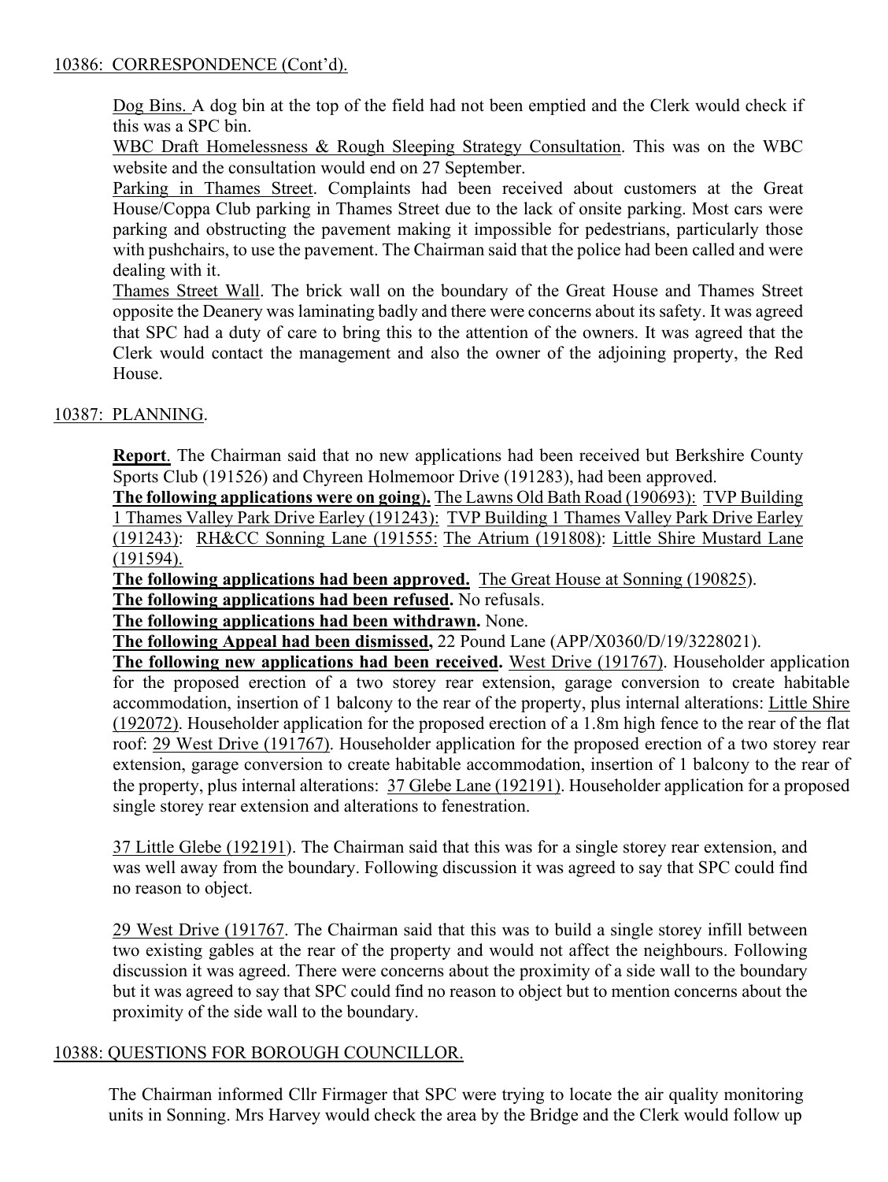10386: CORRESPONDENCE (Cont'd).

Dog Bins. A dog bin at the top of the field had not been emptied and the Clerk would check if this was a SPC bin.

WBC Draft Homelessness & Rough Sleeping Strategy Consultation. This was on the WBC website and the consultation would end on 27 September.

Parking in Thames Street. Complaints had been received about customers at the Great House/Coppa Club parking in Thames Street due to the lack of onsite parking. Most cars were parking and obstructing the pavement making it impossible for pedestrians, particularly those with pushchairs, to use the pavement. The Chairman said that the police had been called and were dealing with it.

Thames Street Wall. The brick wall on the boundary of the Great House and Thames Street opposite the Deanery was laminating badly and there were concerns about its safety. It was agreed that SPC had a duty of care to bring this to the attention of the owners. It was agreed that the Clerk would contact the management and also the owner of the adjoining property, the Red House.

10387: PLANNING.

**Report**. The Chairman said that no new applications had been received but Berkshire County Sports Club (191526) and Chyreen Holmemoor Drive (191283), had been approved.

**The following applications were on going**). The Lawns Old Bath Road (190693): TVP Building 1 Thames Valley Park Drive Earley (191243): TVP Building 1 Thames Valley Park Drive Earley (191243): RH&CC Sonning Lane (191555: The Atrium (191808): Little Shire Mustard Lane (191594).

**The following applications had been approved.** The Great House at Sonning (190825).

**The following applications had been refused.** No refusals.

**The following applications had been withdrawn.** None.

**The following Appeal had been dismissed,** 22 Pound Lane (APP/X0360/D/19/3228021).

**The following new applications had been received.** West Drive (191767). Householder application for the proposed erection of a two storey rear extension, garage conversion to create habitable accommodation, insertion of 1 balcony to the rear of the property, plus internal alterations: Little Shire (192072). Householder application for the proposed erection of a 1.8m high fence to the rear of the flat roof: 29 West Drive (191767). Householder application for the proposed erection of a two storey rear extension, garage conversion to create habitable accommodation, insertion of 1 balcony to the rear of the property, plus internal alterations: 37 Glebe Lane (192191). Householder application for a proposed single storey rear extension and alterations to fenestration.

37 Little Glebe (192191). The Chairman said that this was for a single storey rear extension, and was well away from the boundary. Following discussion it was agreed to say that SPC could find no reason to object.

29 West Drive (191767. The Chairman said that this was to build a single storey infill between two existing gables at the rear of the property and would not affect the neighbours. Following discussion it was agreed. There were concerns about the proximity of a side wall to the boundary but it was agreed to say that SPC could find no reason to object but to mention concerns about the proximity of the side wall to the boundary.

10388: QUESTIONS FOR BOROUGH COUNCILLOR.

The Chairman informed Cllr Firmager that SPC were trying to locate the air quality monitoring units in Sonning. Mrs Harvey would check the area by the Bridge and the Clerk would follow up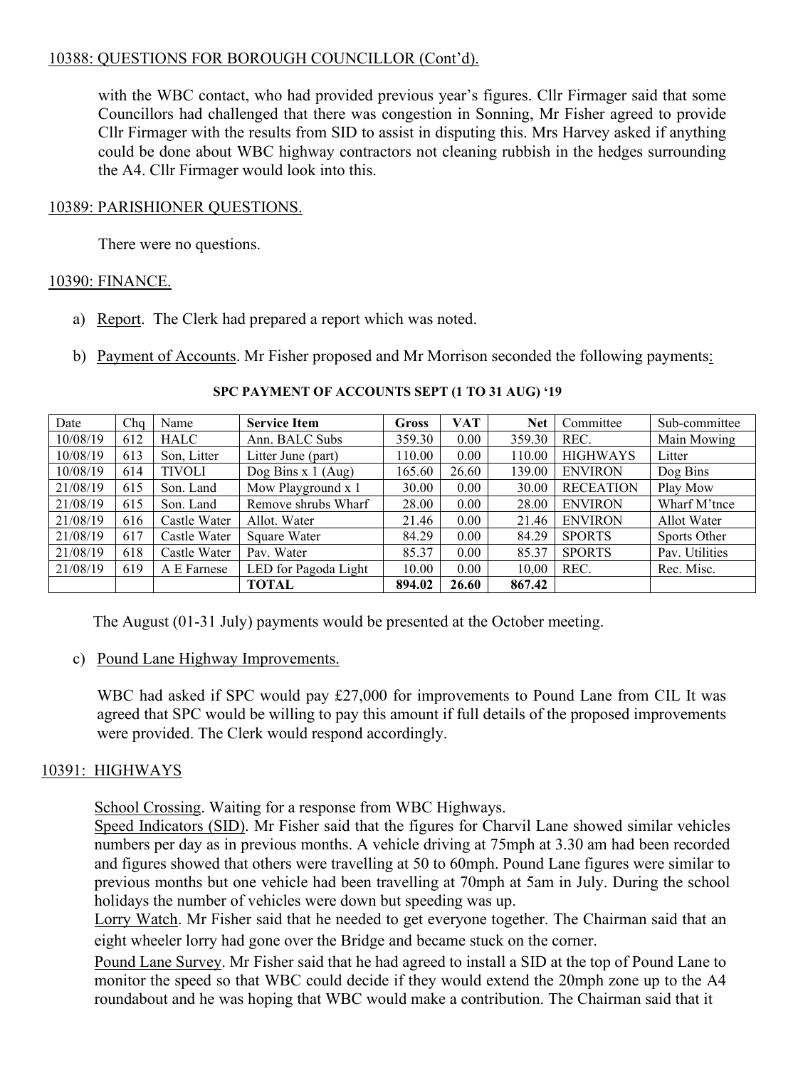## 10388: QUESTIONS FOR BOROUGH COUNCILLOR (Cont'd).

with the WBC contact, who had provided previous year's figures. Cllr Firmager said that some Councillors had challenged that there was congestion in Sonning, Mr Fisher agreed to provide Cllr Firmager with the results from SID to assist in disputing this. Mrs Harvey asked if anything could be done about WBC highway contractors not cleaning rubbish in the hedges surrounding the A4. Cllr Firmager would look into this.

## 10389: PARISHIONER QUESTIONS.

There were no questions.

## 10390: FINANCE.

a) Report. The Clerk had prepared a report which was noted.

b) Payment of Accounts. Mr Fisher proposed and Mr Morrison seconded the following payments:

**SPC PAYMENT OF ACCOUNTS SEPT (1 TO 31 AUG) '19**

| Date | Chq | Name | **Service Item** | **Gross** | **VAT** | **Net** | Committee | Sub-committee |
|---|---|---|---|---|---|---|---|---|
| 10/08/19 | 612 | HALC | Ann. BALC Subs | 359.30 | 0.00 | 359.30 | REC. | Main Mowing |
| 10/08/19 | 613 | Son, Litter | Litter June (part) | 110.00 | 0.00 | 110.00 | HIGHWAYS | Litter |
| 10/08/19 | 614 | TIVOLI | Dog Bins x 1 (Aug) | 165.60 | 26.60 | 139.00 | ENVIRON | Dog Bins |
| 21/08/19 | 615 | Son. Land | Mow Playground x 1 | 30.00 | 0.00 | 30.00 | RECEATION | Play Mow |
| 21/08/19 | 615 | Son. Land | Remove shrubs Wharf | 28.00 | 0.00 | 28.00 | ENVIRON | Wharf M'tnce |
| 21/08/19 | 616 | Castle Water | Allot. Water | 21.46 | 0.00 | 21.46 | ENVIRON | Allot Water |
| 21/08/19 | 617 | Castle Water | Square Water | 84.29 | 0.00 | 84.29 | SPORTS | Sports Other |
| 21/08/19 | 618 | Castle Water | Pav. Water | 85.37 | 0.00 | 85.37 | SPORTS | Pav. Utilities |
| 21/08/19 | 619 | A E Farnese | LED for Pagoda Light | 10.00 | 0.00 | 10,00 | REC. | Rec. Misc. |
| | | | **TOTAL** | **894.02** | **26.60** | **867.42** | | |

The August (01-31 July) payments would be presented at the October meeting.

c) Pound Lane Highway Improvements.

WBC had asked if SPC would pay £27,000 for improvements to Pound Lane from CIL It was agreed that SPC would be willing to pay this amount if full details of the proposed improvements were provided. The Clerk would respond accordingly.

## 10391: HIGHWAYS

School Crossing. Waiting for a response from WBC Highways.

Speed Indicators (SID). Mr Fisher said that the figures for Charvil Lane showed similar vehicles numbers per day as in previous months. A vehicle driving at 75mph at 3.30 am had been recorded and figures showed that others were travelling at 50 to 60mph. Pound Lane figures were similar to previous months but one vehicle had been travelling at 70mph at 5am in July. During the school holidays the number of vehicles were down but speeding was up.

Lorry Watch. Mr Fisher said that he needed to get everyone together. The Chairman said that an eight wheeler lorry had gone over the Bridge and became stuck on the corner.

Pound Lane Survey. Mr Fisher said that he had agreed to install a SID at the top of Pound Lane to monitor the speed so that WBC could decide if they would extend the 20mph zone up to the A4 roundabout and he was hoping that WBC would make a contribution. The Chairman said that it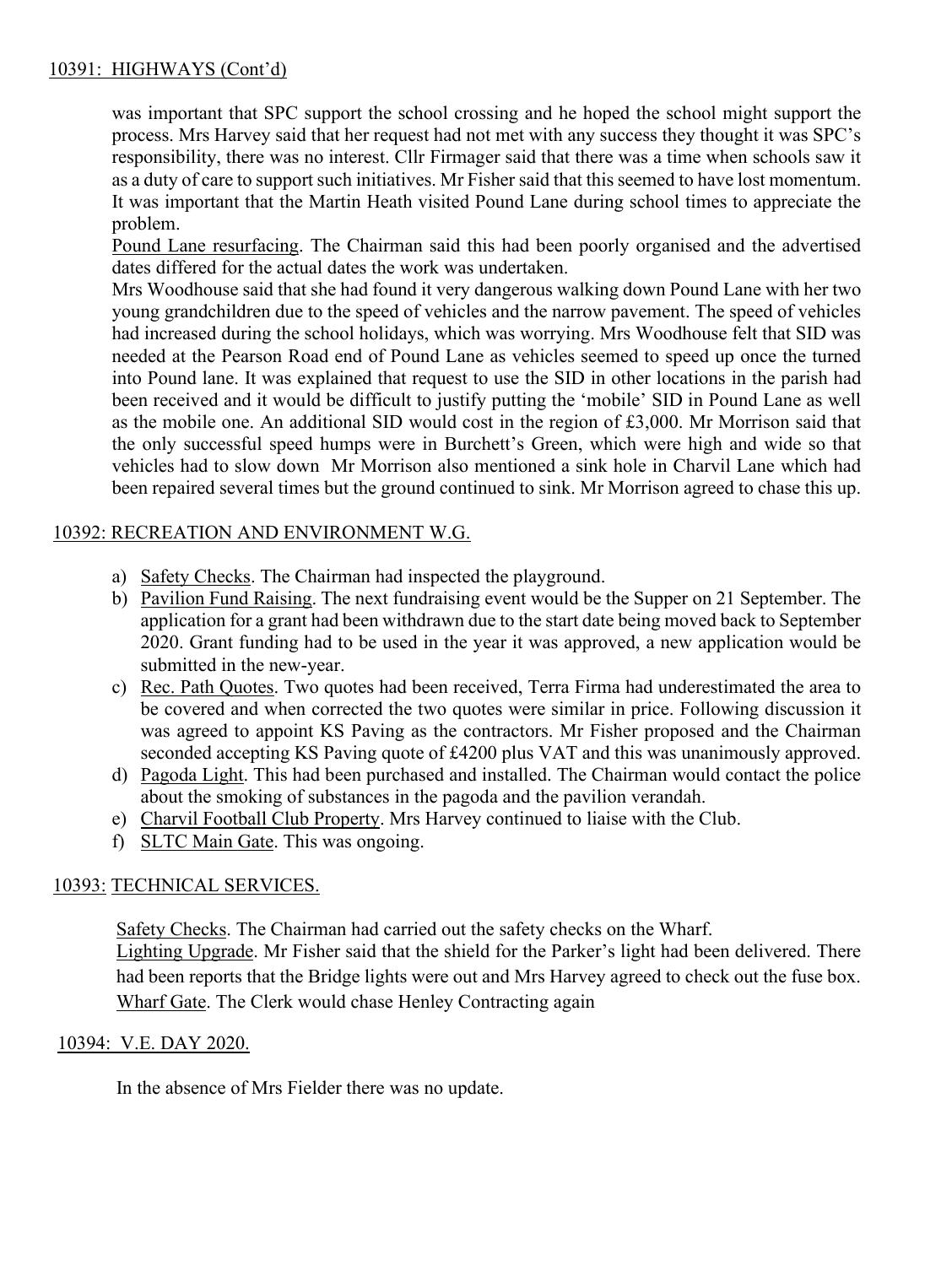## 10391: HIGHWAYS (Cont'd)

was important that SPC support the school crossing and he hoped the school might support the process. Mrs Harvey said that her request had not met with any success they thought it was SPC's responsibility, there was no interest. Cllr Firmager said that there was a time when schools saw it as a duty of care to support such initiatives. Mr Fisher said that this seemed to have lost momentum. It was important that the Martin Heath visited Pound Lane during school times to appreciate the problem.

Pound Lane resurfacing. The Chairman said this had been poorly organised and the advertised dates differed for the actual dates the work was undertaken.

Mrs Woodhouse said that she had found it very dangerous walking down Pound Lane with her two young grandchildren due to the speed of vehicles and the narrow pavement. The speed of vehicles had increased during the school holidays, which was worrying. Mrs Woodhouse felt that SID was needed at the Pearson Road end of Pound Lane as vehicles seemed to speed up once the turned into Pound lane. It was explained that request to use the SID in other locations in the parish had been received and it would be difficult to justify putting the 'mobile' SID in Pound Lane as well as the mobile one. An additional SID would cost in the region of £3,000. Mr Morrison said that the only successful speed humps were in Burchett's Green, which were high and wide so that vehicles had to slow down Mr Morrison also mentioned a sink hole in Charvil Lane which had been repaired several times but the ground continued to sink. Mr Morrison agreed to chase this up.

## 10392: RECREATION AND ENVIRONMENT W.G.

a) Safety Checks. The Chairman had inspected the playground.
b) Pavilion Fund Raising. The next fundraising event would be the Supper on 21 September. The application for a grant had been withdrawn due to the start date being moved back to September 2020. Grant funding had to be used in the year it was approved, a new application would be submitted in the new-year.
c) Rec. Path Quotes. Two quotes had been received, Terra Firma had underestimated the area to be covered and when corrected the two quotes were similar in price. Following discussion it was agreed to appoint KS Paving as the contractors. Mr Fisher proposed and the Chairman seconded accepting KS Paving quote of £4200 plus VAT and this was unanimously approved.
d) Pagoda Light. This had been purchased and installed. The Chairman would contact the police about the smoking of substances in the pagoda and the pavilion verandah.
e) Charvil Football Club Property. Mrs Harvey continued to liaise with the Club.
f) SLTC Main Gate. This was ongoing.

## 10393: TECHNICAL SERVICES.

Safety Checks. The Chairman had carried out the safety checks on the Wharf.

Lighting Upgrade. Mr Fisher said that the shield for the Parker's light had been delivered. There had been reports that the Bridge lights were out and Mrs Harvey agreed to check out the fuse box.

Wharf Gate. The Clerk would chase Henley Contracting again

## 10394: V.E. DAY 2020.

In the absence of Mrs Fielder there was no update.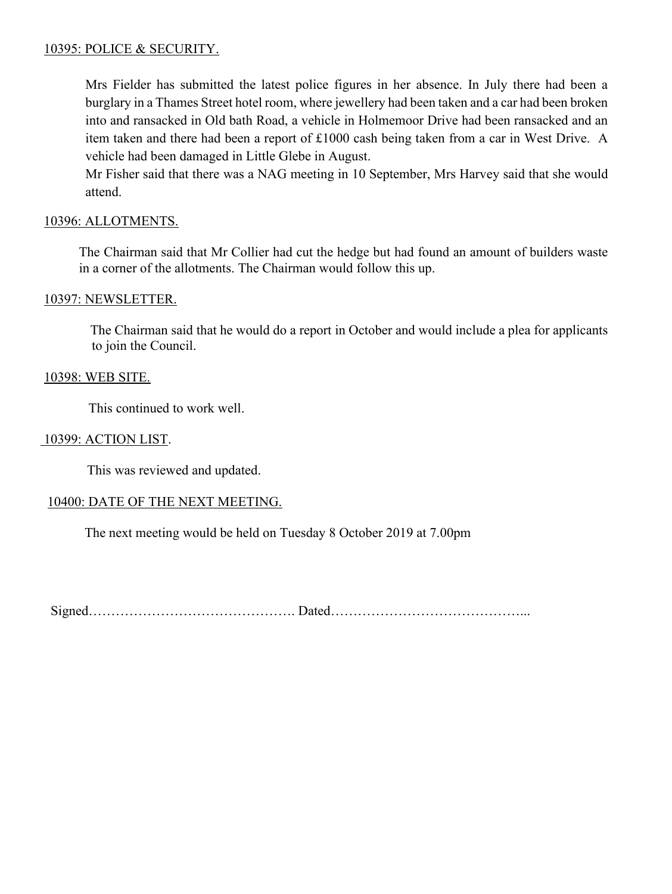10395: POLICE & SECURITY.

Mrs Fielder has submitted the latest police figures in her absence. In July there had been a burglary in a Thames Street hotel room, where jewellery had been taken and a car had been broken into and ransacked in Old bath Road, a vehicle in Holmemoor Drive had been ransacked and an item taken and there had been a report of £1000 cash being taken from a car in West Drive. A vehicle had been damaged in Little Glebe in August.

Mr Fisher said that there was a NAG meeting in 10 September, Mrs Harvey said that she would attend.

10396: ALLOTMENTS.

The Chairman said that Mr Collier had cut the hedge but had found an amount of builders waste in a corner of the allotments. The Chairman would follow this up.

10397: NEWSLETTER.

The Chairman said that he would do a report in October and would include a plea for applicants to join the Council.

10398: WEB SITE.

This continued to work well.

10399: ACTION LIST.

This was reviewed and updated.

10400: DATE OF THE NEXT MEETING.

The next meeting would be held on Tuesday 8 October 2019 at 7.00pm

Signed………………………………………. Dated……………………………………...